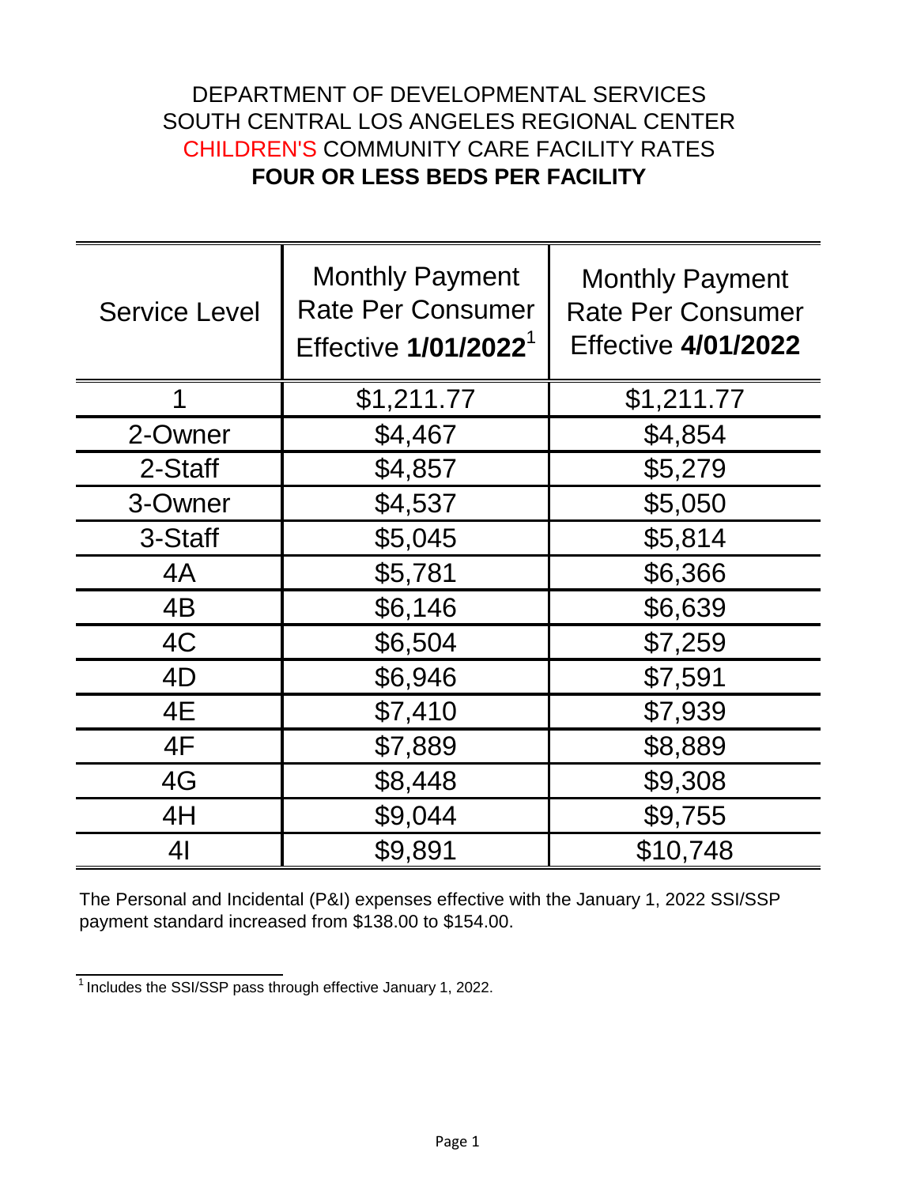# DEPARTMENT OF DEVELOPMENTAL SERVICES
# SOUTH CENTRAL LOS ANGELES REGIONAL CENTER
# CHILDREN'S COMMUNITY CARE FACILITY RATES
# **FOUR OR LESS BEDS PER FACILITY**

| Service Level | Monthly Payment Rate Per Consumer Effective **1/01/2022**[1] | Monthly Payment Rate Per Consumer Effective **4/01/2022** |
|---|---|---|
| 1 | $1,211.77 | $1,211.77 |
| 2-Owner | $4,467 | $4,854 |
| 2-Staff | $4,857 | $5,279 |
| 3-Owner | $4,537 | $5,050 |
| 3-Staff | $5,045 | $5,814 |
| 4A | $5,781 | $6,366 |
| 4B | $6,146 | $6,639 |
| 4C | $6,504 | $7,259 |
| 4D | $6,946 | $7,591 |
| 4E | $7,410 | $7,939 |
| 4F | $7,889 | $8,889 |
| 4G | $8,448 | $9,308 |
| 4H | $9,044 | $9,755 |
| 4I | $9,891 | $10,748 |

The Personal and Incidental (P&I) expenses effective with the January 1, 2022 SSI/SSP payment standard increased from $138.00 to $154.00.

[1] Includes the SSI/SSP pass through effective January 1, 2022.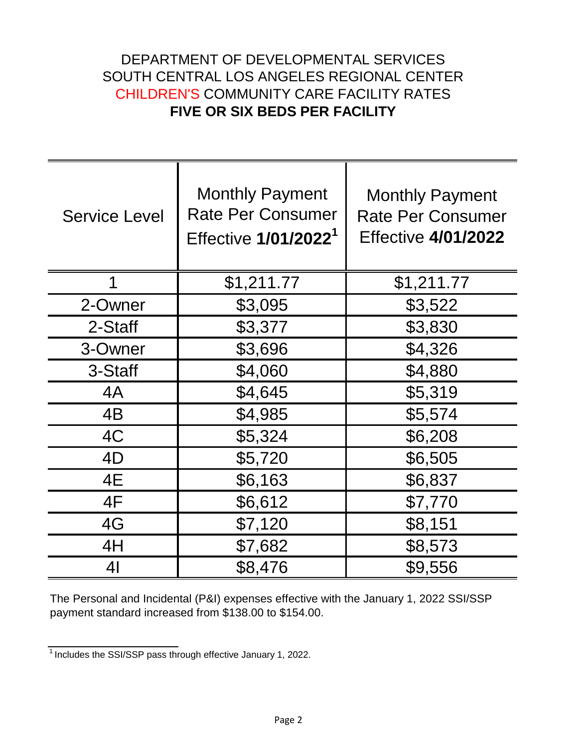# DEPARTMENT OF DEVELOPMENTAL SERVICES
# SOUTH CENTRAL LOS ANGELES REGIONAL CENTER
# CHILDREN'S COMMUNITY CARE FACILITY RATES
# FIVE OR SIX BEDS PER FACILITY

| Service Level | Monthly Payment Rate Per Consumer Effective **1/01/2022**[1] | Monthly Payment Rate Per Consumer Effective **4/01/2022** |
|---|---|---|
| 1 | $1,211.77 | $1,211.77 |
| 2-Owner | $3,095 | $3,522 |
| 2-Staff | $3,377 | $3,830 |
| 3-Owner | $3,696 | $4,326 |
| 3-Staff | $4,060 | $4,880 |
| 4A | $4,645 | $5,319 |
| 4B | $4,985 | $5,574 |
| 4C | $5,324 | $6,208 |
| 4D | $5,720 | $6,505 |
| 4E | $6,163 | $6,837 |
| 4F | $6,612 | $7,770 |
| 4G | $7,120 | $8,151 |
| 4H | $7,682 | $8,573 |
| 4I | $8,476 | $9,556 |

The Personal and Incidental (P&I) expenses effective with the January 1, 2022 SSI/SSP payment standard increased from $138.00 to $154.00.

[1] Includes the SSI/SSP pass through effective January 1, 2022.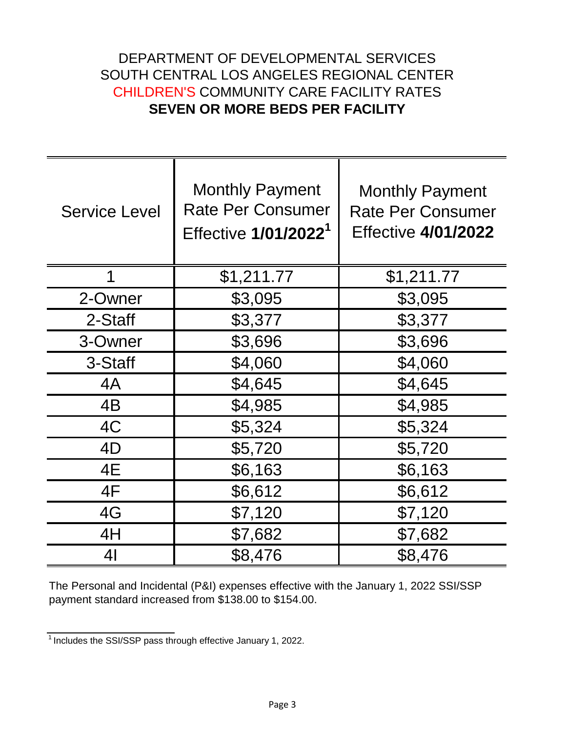DEPARTMENT OF DEVELOPMENTAL SERVICES
SOUTH CENTRAL LOS ANGELES REGIONAL CENTER
CHILDREN'S COMMUNITY CARE FACILITY RATES
**SEVEN OR MORE BEDS PER FACILITY**

| Service Level | Monthly Payment Rate Per Consumer Effective **1/01/2022**[1] | Monthly Payment Rate Per Consumer Effective **4/01/2022** |
|---|---|---|
| 1 | $1,211.77 | $1,211.77 |
| 2-Owner | $3,095 | $3,095 |
| 2-Staff | $3,377 | $3,377 |
| 3-Owner | $3,696 | $3,696 |
| 3-Staff | $4,060 | $4,060 |
| 4A | $4,645 | $4,645 |
| 4B | $4,985 | $4,985 |
| 4C | $5,324 | $5,324 |
| 4D | $5,720 | $5,720 |
| 4E | $6,163 | $6,163 |
| 4F | $6,612 | $6,612 |
| 4G | $7,120 | $7,120 |
| 4H | $7,682 | $7,682 |
| 4I | $8,476 | $8,476 |

The Personal and Incidental (P&I) expenses effective with the January 1, 2022 SSI/SSP payment standard increased from $138.00 to $154.00.

[1] Includes the SSI/SSP pass through effective January 1, 2022.